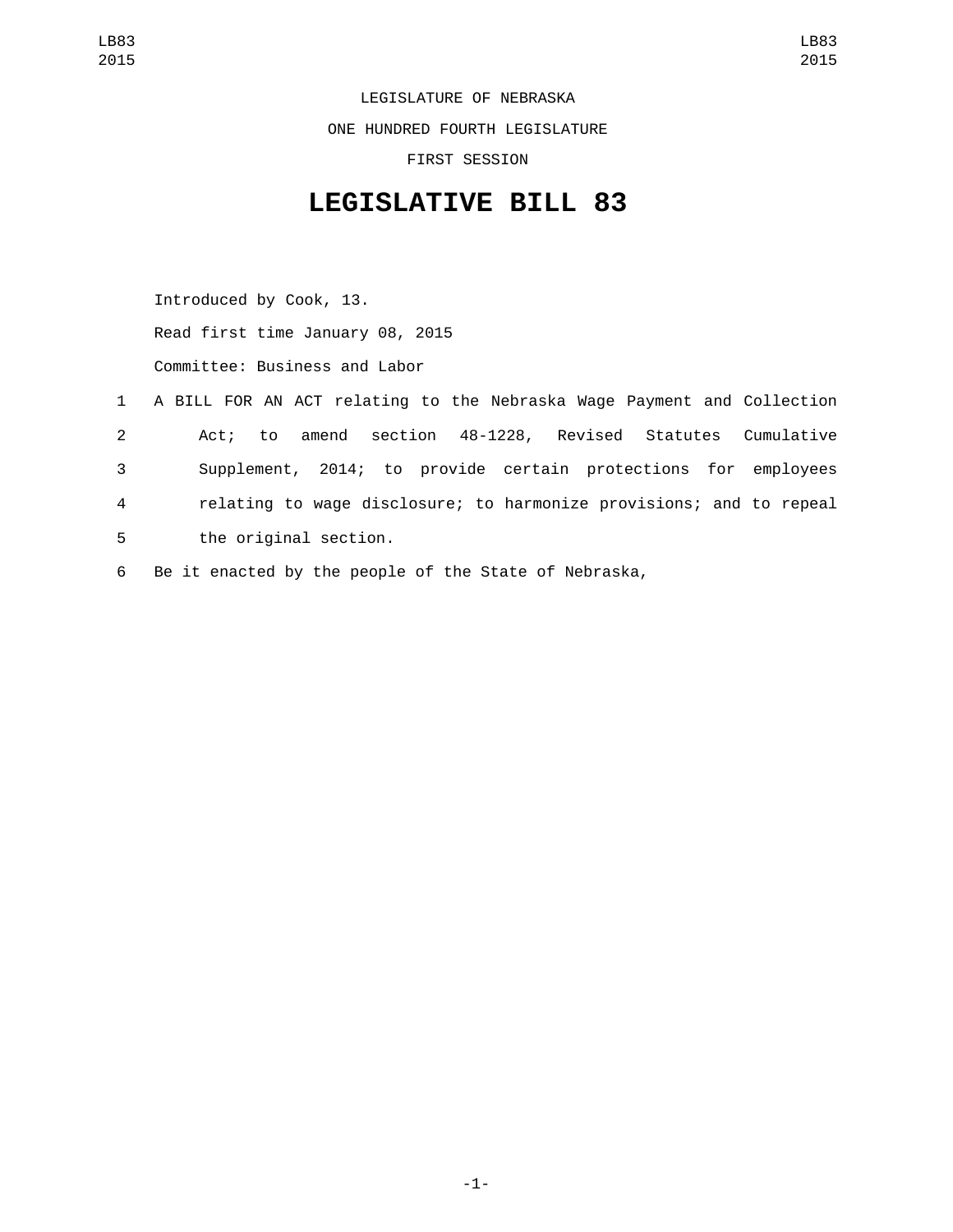LEGISLATURE OF NEBRASKA

ONE HUNDRED FOURTH LEGISLATURE

FIRST SESSION

# LEGISLATIVE BILL 83

Introduced by Cook, 13.

Read first time January 08, 2015

Committee: Business and Labor

1 A BILL FOR AN ACT relating to the Nebraska Wage Payment and Collection
2 Act; to amend section 48-1228, Revised Statutes Cumulative
3 Supplement, 2014; to provide certain protections for employees
4 relating to wage disclosure; to harmonize provisions; and to repeal
5 the original section.

6 Be it enacted by the people of the State of Nebraska,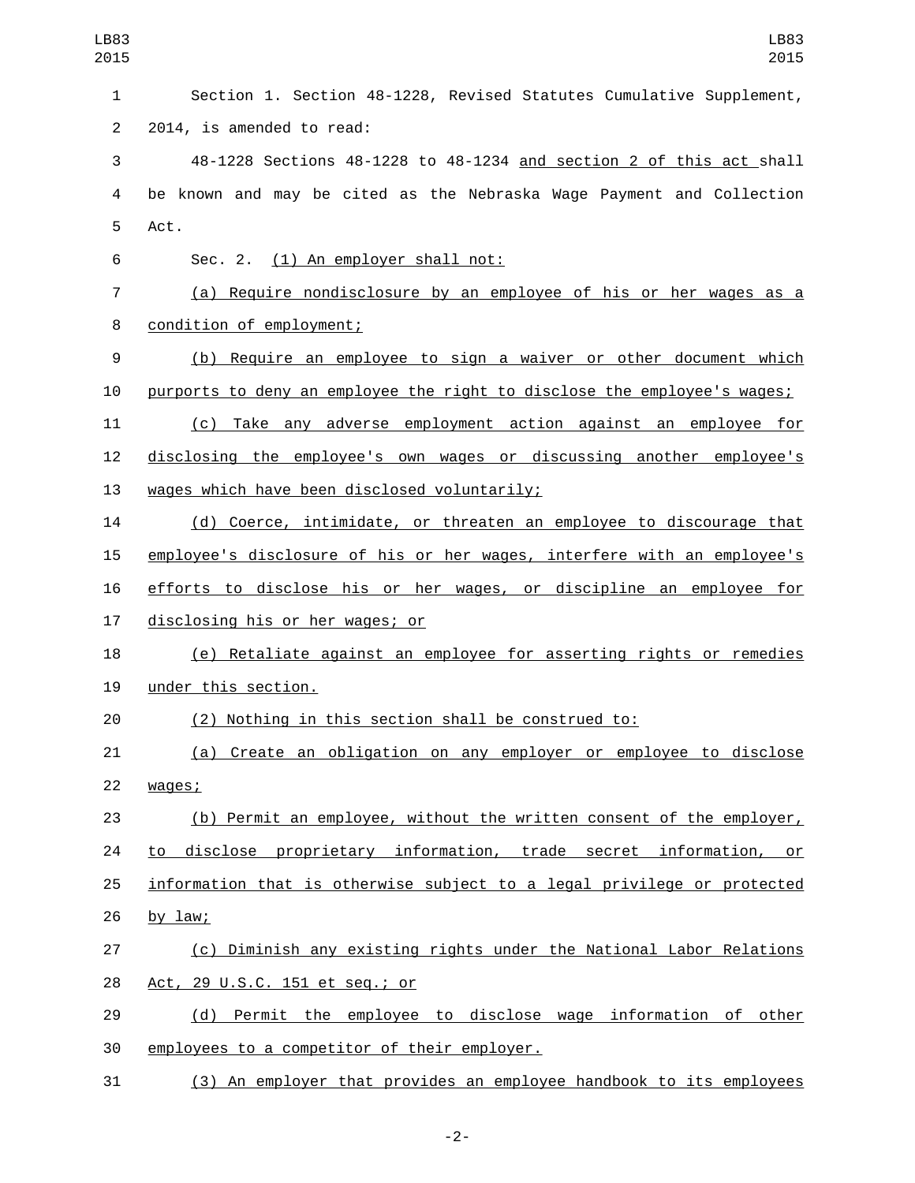Section 1. Section 48-1228, Revised Statutes Cumulative Supplement, 2014, is amended to read:

48-1228 Sections 48-1228 to 48-1234 and section 2 of this act shall be known and may be cited as the Nebraska Wage Payment and Collection Act.

Sec. 2. (1) An employer shall not:

(a) Require nondisclosure by an employee of his or her wages as a condition of employment;

(b) Require an employee to sign a waiver or other document which purports to deny an employee the right to disclose the employee's wages;

(c) Take any adverse employment action against an employee for disclosing the employee's own wages or discussing another employee's wages which have been disclosed voluntarily;

(d) Coerce, intimidate, or threaten an employee to discourage that employee's disclosure of his or her wages, interfere with an employee's efforts to disclose his or her wages, or discipline an employee for disclosing his or her wages; or

(e) Retaliate against an employee for asserting rights or remedies under this section.

(2) Nothing in this section shall be construed to:

(a) Create an obligation on any employer or employee to disclose wages;

(b) Permit an employee, without the written consent of the employer, to disclose proprietary information, trade secret information, or information that is otherwise subject to a legal privilege or protected by law;

(c) Diminish any existing rights under the National Labor Relations Act, 29 U.S.C. 151 et seq.; or

(d) Permit the employee to disclose wage information of other employees to a competitor of their employer.

(3) An employer that provides an employee handbook to its employees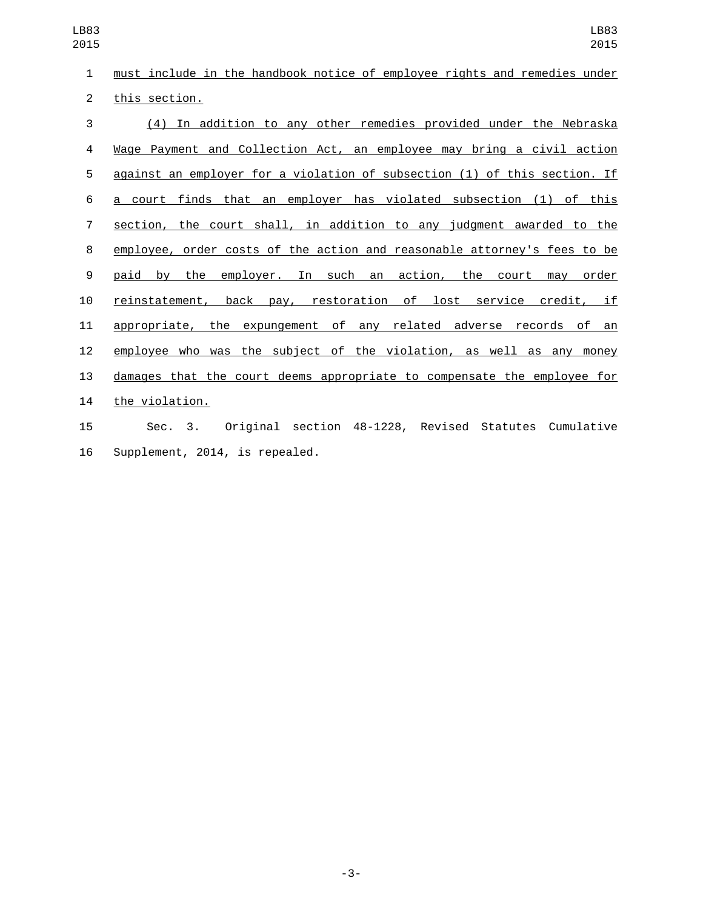must include in the handbook notice of employee rights and remedies under this section.

(4) In addition to any other remedies provided under the Nebraska Wage Payment and Collection Act, an employee may bring a civil action against an employer for a violation of subsection (1) of this section. If a court finds that an employer has violated subsection (1) of this section, the court shall, in addition to any judgment awarded to the employee, order costs of the action and reasonable attorney's fees to be paid by the employer. In such an action, the court may order reinstatement, back pay, restoration of lost service credit, if appropriate, the expungement of any related adverse records of an employee who was the subject of the violation, as well as any money damages that the court deems appropriate to compensate the employee for the violation.

Sec. 3. Original section 48-1228, Revised Statutes Cumulative Supplement, 2014, is repealed.